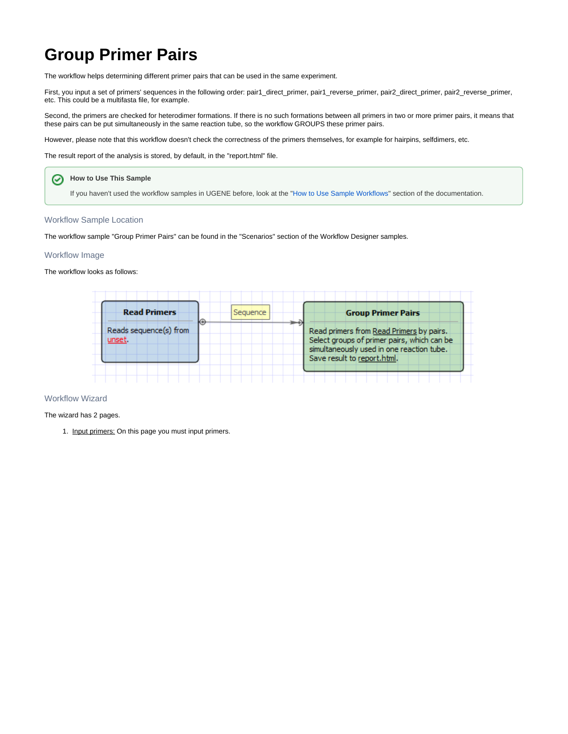# Group Primer Pairs

The workflow helps determining different primer pairs that can be used in the same experiment.

First, you input a set of primers' sequences in the following order: pair1_direct_primer, pair1_reverse_primer, pair2_direct_primer, pair2_reverse_primer, etc. This could be a multifasta file, for example.

Second, the primers are checked for heterodimer formations. If there is no such formations between all primers in two or more primer pairs, it means that these pairs can be put simultaneously in the same reaction tube, so the workflow GROUPS these primer pairs.

However, please note that this workflow doesn't check the correctness of the primers themselves, for example for hairpins, selfdimers, etc.

The result report of the analysis is stored, by default, in the "report.html" file.

> **How to Use This Sample**
>
> If you haven't used the workflow samples in UGENE before, look at the "How to Use Sample Workflows" section of the documentation.

## Workflow Sample Location

The workflow sample "Group Primer Pairs" can be found in the "Scenarios" section of the Workflow Designer samples.

## Workflow Image

The workflow looks as follows:

## Workflow Wizard

The wizard has 2 pages.

1. Input primers: On this page you must input primers.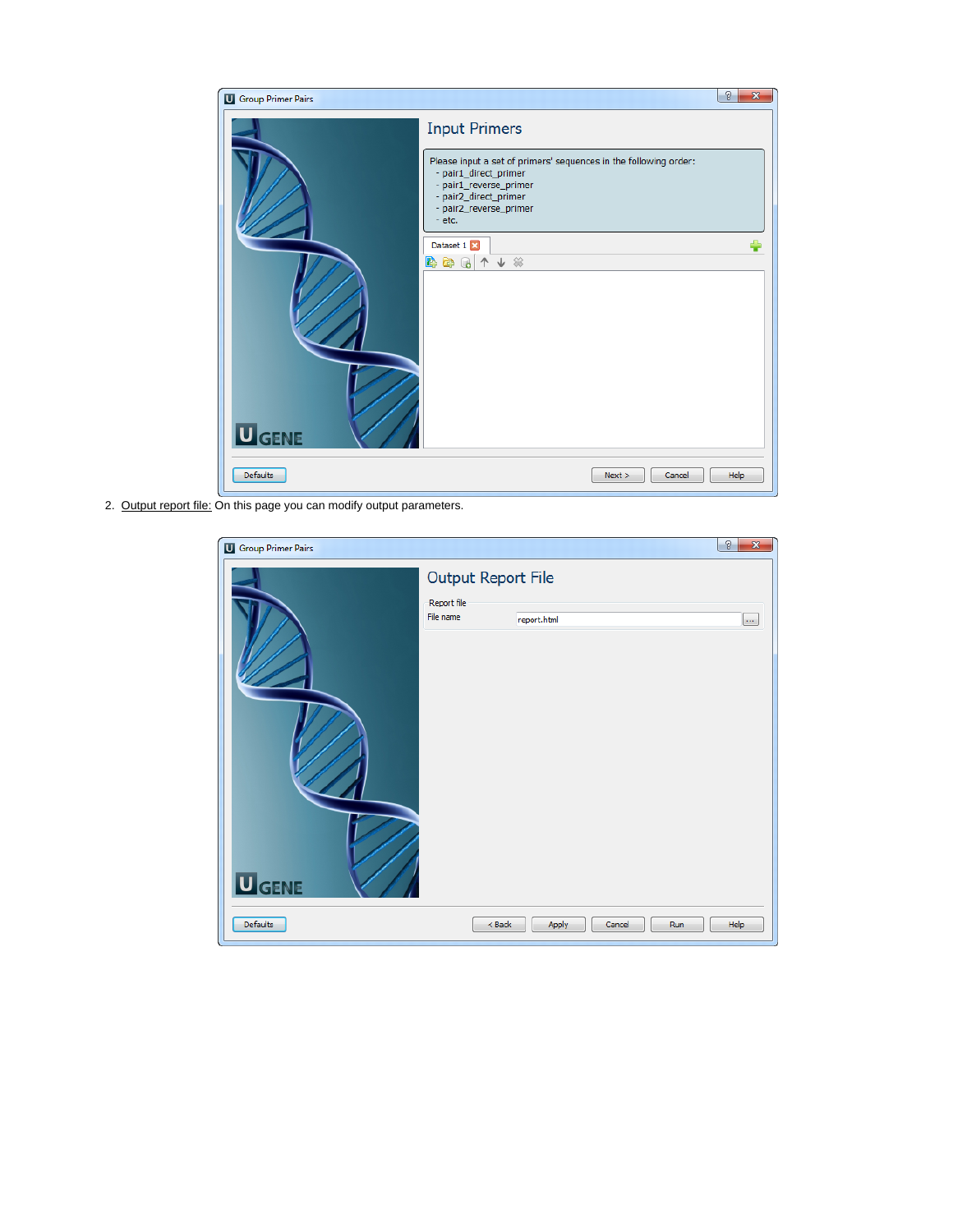2. Output report file: On this page you can modify output parameters.